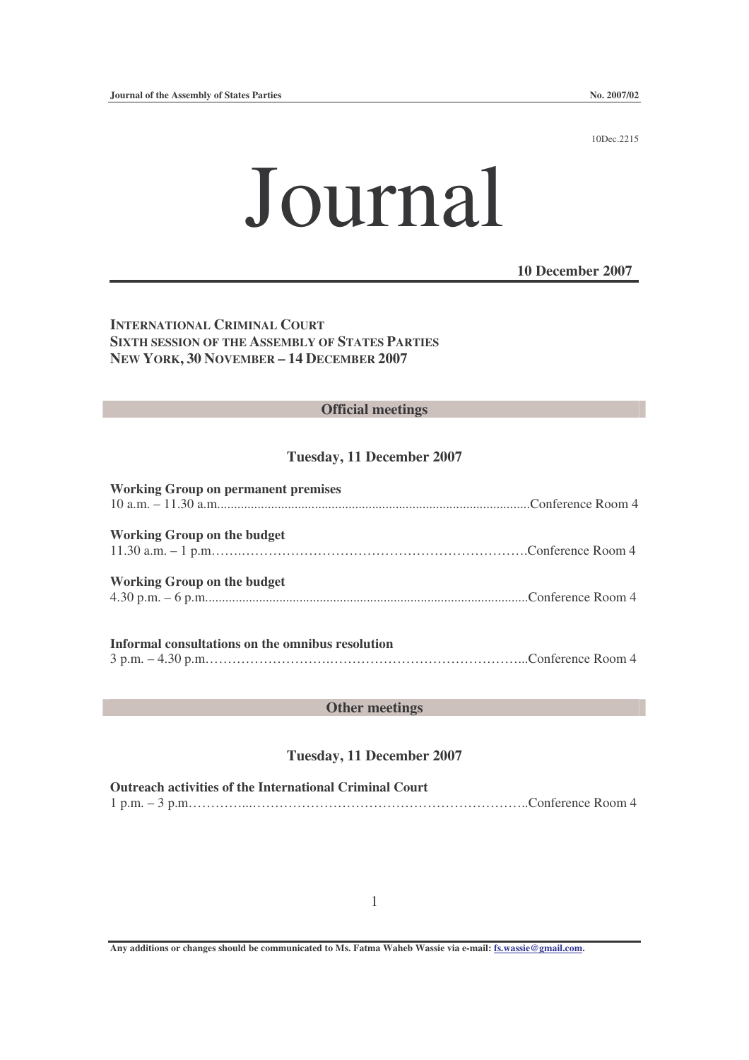10Dec.2215

# Journal

**10 December 2007**

**INTERNATIONAL CRIMINAL COURT**
**SIXTH SESSION OF THE ASSEMBLY OF STATES PARTIES**
**NEW YORK, 30 NOVEMBER – 14 DECEMBER 2007**

## Official meetings

### Tuesday, 11 December 2007

**Working Group on permanent premises**
10 a.m. – 11.30 a.m.............................................................................................Conference Room 4

**Working Group on the budget**
11.30 a.m. – 1 p.m.…….……………………………………………………….Conference Room 4

**Working Group on the budget**
4.30 p.m. – 6 p.m................................................................................................Conference Room 4

**Informal consultations on the omnibus resolution**
3 p.m. – 4.30 p.m……………………….……………………………………...Conference Room 4

## Other meetings

### Tuesday, 11 December 2007

**Outreach activities of the International Criminal Court**
1 p.m. – 3 p.m…………...……………………………………………………..Conference Room 4

**Any additions or changes should be communicated to Ms. Fatma Waheb Wassie via e-mail: fs.wassie@gmail.com.**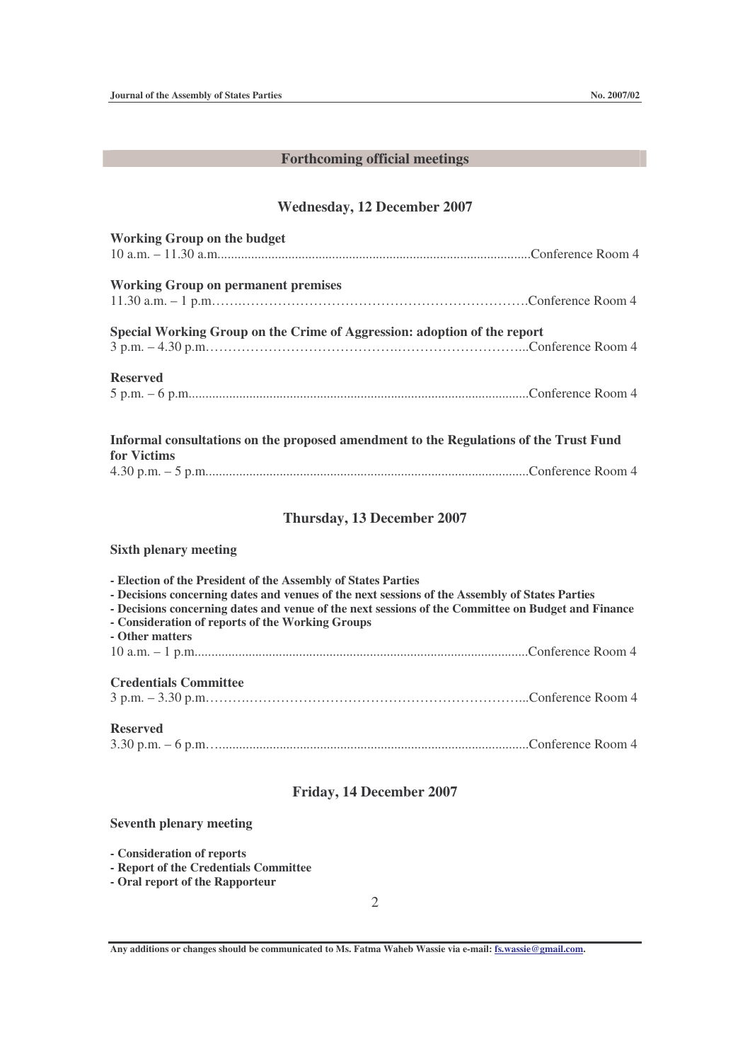## Forthcoming official meetings

### Wednesday, 12 December 2007

**Working Group on the budget**
10 a.m. – 11.30 a.m. ........................................................................................... Conference Room 4

**Working Group on permanent premises**
11.30 a.m. – 1 p.m. ........................................................................................... Conference Room 4

**Special Working Group on the Crime of Aggression: adoption of the report**
3 p.m. – 4.30 p.m. ........................................................................................... Conference Room 4

**Reserved**
5 p.m. – 6 p.m. ........................................................................................... Conference Room 4

**Informal consultations on the proposed amendment to the Regulations of the Trust Fund for Victims**
4.30 p.m. – 5 p.m. ........................................................................................... Conference Room 4

### Thursday, 13 December 2007

**Sixth plenary meeting**

- **Election of the President of the Assembly of States Parties**
- **Decisions concerning dates and venues of the next sessions of the Assembly of States Parties**
- **Decisions concerning dates and venue of the next sessions of the Committee on Budget and Finance**
- **Consideration of reports of the Working Groups**
- **Other matters**

10 a.m. – 1 p.m. ........................................................................................... Conference Room 4

**Credentials Committee**
3 p.m. – 3.30 p.m. ........................................................................................... Conference Room 4

**Reserved**
3.30 p.m. – 6 p.m. ........................................................................................... Conference Room 4

### Friday, 14 December 2007

**Seventh plenary meeting**

- **Consideration of reports**
- **Report of the Credentials Committee**
- **Oral report of the Rapporteur**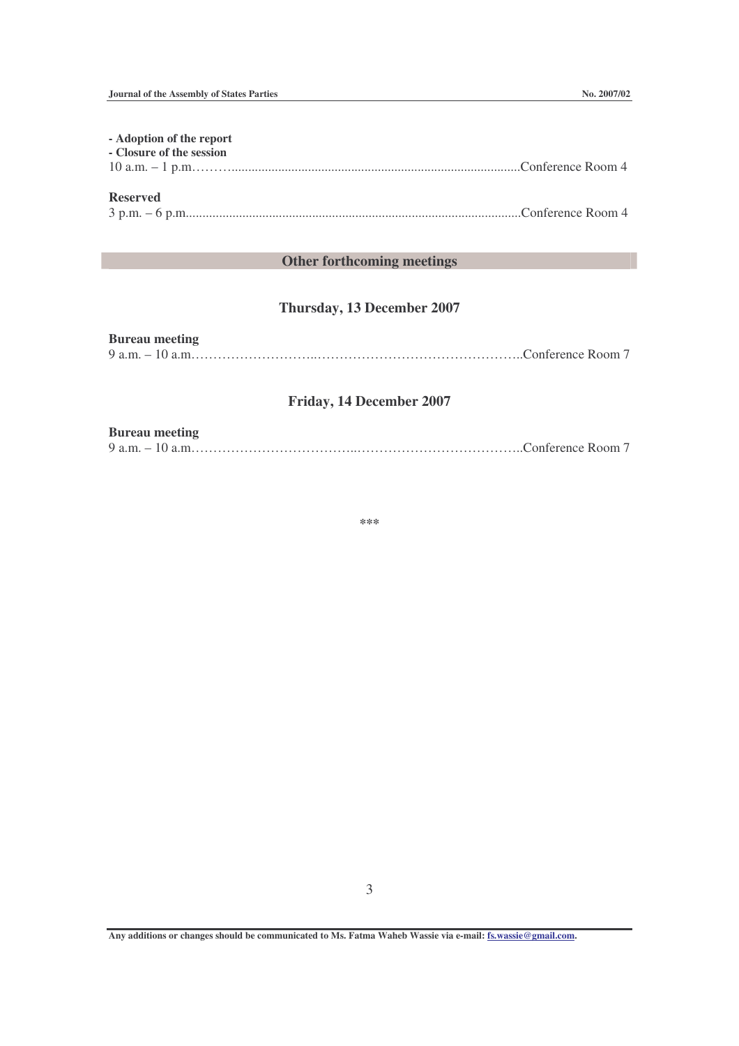**- Adoption of the report**
**- Closure of the session**
10 a.m. – 1 p.m.………........................................................................................Conference Room 4

**Reserved**
3 p.m. – 6 p.m......................................................................................................Conference Room 4

## Other forthcoming meetings

### Thursday, 13 December 2007

**Bureau meeting**
9 a.m. – 10 a.m.………………………..………………………………………..Conference Room 7

### Friday, 14 December 2007

**Bureau meeting**
9 a.m. – 10 a.m.………………………………..………………………………..Conference Room 7

\*\*\*

**Any additions or changes should be communicated to Ms. Fatma Waheb Wassie via e-mail: fs.wassie@gmail.com.**